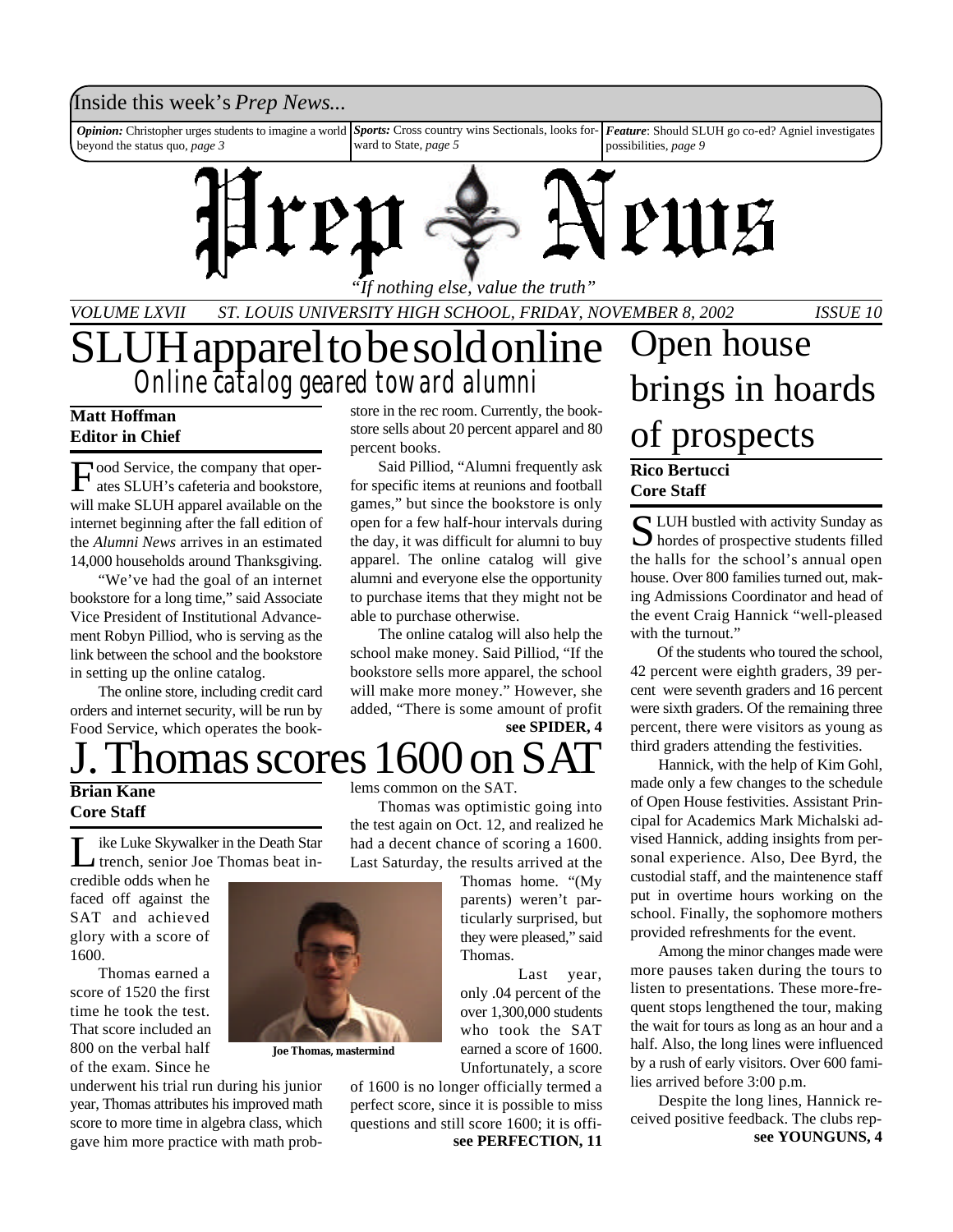Inside this week's *Prep News...*

***Opinion:*** Christopher urges students to imagine a world beyond the status quo, *page 3*

***Sports:*** Cross country wins Sectionals, looks forward to State, *page 5*

***Feature***: Should SLUH go co-ed? Agniel investigates possibilities, *page 9*

# Prep News

*"If nothing else, value the truth"*

*VOLUME LXVII ST. LOUIS UNIVERSITY HIGH SCHOOL, FRIDAY, NOVEMBER 8, 2002 ISSUE 10*

# SLUH apparel to be sold online

## Online catalog geared toward alumni

**Matt Hoffman**
**Editor in Chief**

Food Service, the company that operates SLUH's cafeteria and bookstore, will make SLUH apparel available on the internet beginning after the fall edition of the *Alumni News* arrives in an estimated 14,000 households around Thanksgiving.

"We've had the goal of an internet bookstore for a long time," said Associate Vice President of Institutional Advancement Robyn Pilliod, who is serving as the link between the school and the bookstore in setting up the online catalog.

The online store, including credit card orders and internet security, will be run by Food Service, which operates the bookstore in the rec room. Currently, the bookstore sells about 20 percent apparel and 80 percent books.

Said Pilliod, "Alumni frequently ask for specific items at reunions and football games," but since the bookstore is only open for a few half-hour intervals during the day, it was difficult for alumni to buy apparel. The online catalog will give alumni and everyone else the opportunity to purchase items that they might not be able to purchase otherwise.

The online catalog will also help the school make money. Said Pilliod, "If the bookstore sells more apparel, the school will make more money." However, she added, "There is some amount of profit

**see SPIDER, 4**

# J. Thomas scores 1600 on SAT

**Brian Kane**
**Core Staff**

Like Luke Skywalker in the Death Star trench, senior Joe Thomas beat incredible odds when he faced off against the SAT and achieved glory with a score of 1600.

Thomas earned a score of 1520 the first time he took the test. That score included an 800 on the verbal half of the exam. Since he underwent his trial run during his junior year, Thomas attributes his improved math score to more time in algebra class, which gave him more practice with math problems common on the SAT.

Thomas was optimistic going into the test again on Oct. 12, and realized he had a decent chance of scoring a 1600. Last Saturday, the results arrived at the Thomas home. "(My parents) weren't particularly surprised, but they were pleased," said Thomas.

**Joe Thomas, mastermind**

Last year, only .04 percent of the over 1,300,000 students who took the SAT earned a score of 1600. Unfortunately, a score of 1600 is no longer officially termed a perfect score, since it is possible to miss questions and still score 1600; it is offi-

**see PERFECTION, 11**

# Open house brings in hoards of prospects

**Rico Bertucci**
**Core Staff**

SLUH bustled with activity Sunday as hordes of prospective students filled the halls for the school's annual open house. Over 800 families turned out, making Admissions Coordinator and head of the event Craig Hannick "well-pleased with the turnout."

Of the students who toured the school, 42 percent were eighth graders, 39 percent were seventh graders and 16 percent were sixth graders. Of the remaining three percent, there were visitors as young as third graders attending the festivities.

Hannick, with the help of Kim Gohl, made only a few changes to the schedule of Open House festivities. Assistant Principal for Academics Mark Michalski advised Hannick, adding insights from personal experience. Also, Dee Byrd, the custodial staff, and the maintenence staff put in overtime hours working on the school. Finally, the sophomore mothers provided refreshments for the event.

Among the minor changes made were more pauses taken during the tours to listen to presentations. These more-frequent stops lengthened the tour, making the wait for tours as long as an hour and a half. Also, the long lines were influenced by a rush of early visitors. Over 600 families arrived before 3:00 p.m.

Despite the long lines, Hannick received positive feedback. The clubs rep-

**see YOUNGUNS, 4**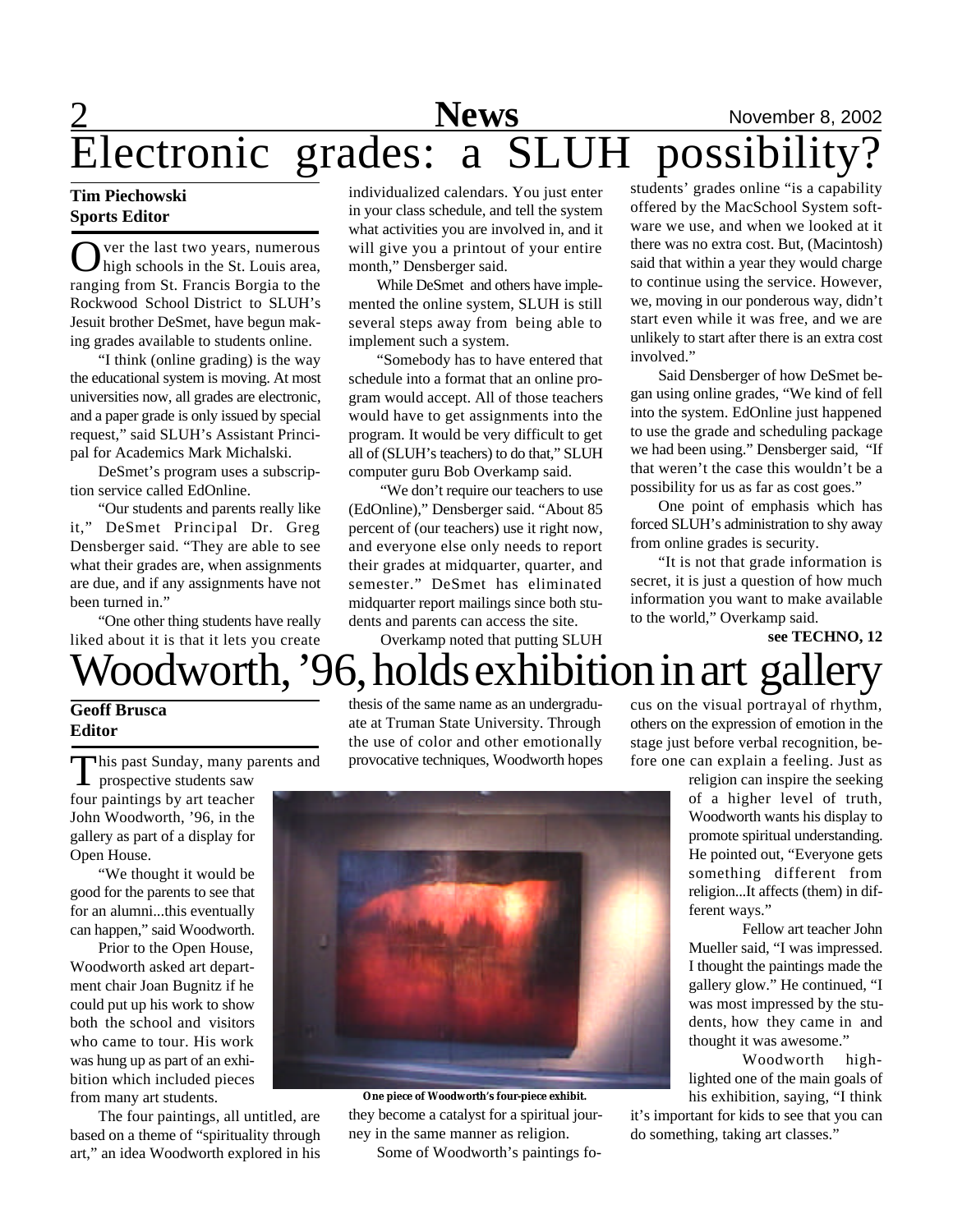# Electronic grades: a SLUH possibility?

**Tim Piechowski**
**Sports Editor**

Over the last two years, numerous high schools in the St. Louis area, ranging from St. Francis Borgia to the Rockwood School District to SLUH's Jesuit brother DeSmet, have begun making grades available to students online.

"I think (online grading) is the way the educational system is moving. At most universities now, all grades are electronic, and a paper grade is only issued by special request," said SLUH's Assistant Principal for Academics Mark Michalski.

DeSmet's program uses a subscription service called EdOnline.

"Our students and parents really like it," DeSmet Principal Dr. Greg Densberger said. "They are able to see what their grades are, when assignments are due, and if any assignments have not been turned in."

"One other thing students have really liked about it is that it lets you create individualized calendars. You just enter in your class schedule, and tell the system what activities you are involved in, and it will give you a printout of your entire month," Densberger said.

While DeSmet and others have implemented the online system, SLUH is still several steps away from being able to implement such a system.

"Somebody has to have entered that schedule into a format that an online program would accept. All of those teachers would have to get assignments into the program. It would be very difficult to get all of (SLUH's teachers) to do that," SLUH computer guru Bob Overkamp said.

"We don't require our teachers to use (EdOnline)," Densberger said. "About 85 percent of (our teachers) use it right now, and everyone else only needs to report their grades at midquarter, quarter, and semester." DeSmet has eliminated midquarter report mailings since both students and parents can access the site.

Overkamp noted that putting SLUH students' grades online "is a capability offered by the MacSchool System software we use, and when we looked at it there was no extra cost. But, (Macintosh) said that within a year they would charge to continue using the service. However, we, moving in our ponderous way, didn't start even while it was free, and we are unlikely to start after there is an extra cost involved."

Said Densberger of how DeSmet began using online grades, "We kind of fell into the system. EdOnline just happened to use the grade and scheduling package we had been using." Densberger said, "If that weren't the case this wouldn't be a possibility for us as far as cost goes."

One point of emphasis which has forced SLUH's administration to shy away from online grades is security.

"It is not that grade information is secret, it is just a question of how much information you want to make available to the world," Overkamp said.

**see TECHNO, 12**

# Woodworth, '96, holds exhibition in art gallery

**Geoff Brusca**
**Editor**

This past Sunday, many parents and prospective students saw four paintings by art teacher John Woodworth, '96, in the gallery as part of a display for Open House.

"We thought it would be good for the parents to see that for an alumni...this eventually can happen," said Woodworth.

Prior to the Open House, Woodworth asked art department chair Joan Bugnitz if he could put up his work to show both the school and visitors who came to tour. His work was hung up as part of an exhibition which included pieces from many art students.

The four paintings, all untitled, are based on a theme of "spirituality through art," an idea Woodworth explored in his thesis of the same name as an undergraduate at Truman State University. Through the use of color and other emotionally provocative techniques, Woodworth hopes they become a catalyst for a spiritual journey in the same manner as religion.

One piece of Woodworth's four-piece exhibit.

Some of Woodworth's paintings focus on the visual portrayal of rhythm, others on the expression of emotion in the stage just before verbal recognition, before one can explain a feeling. Just as religion can inspire the seeking of a higher level of truth, Woodworth wants his display to promote spiritual understanding. He pointed out, "Everyone gets something different from religion...It affects (them) in different ways."

Fellow art teacher John Mueller said, "I was impressed. I thought the paintings made the gallery glow." He continued, "I was most impressed by the students, how they came in and thought it was awesome."

Woodworth highlighted one of the main goals of his exhibition, saying, "I think it's important for kids to see that you can do something, taking art classes."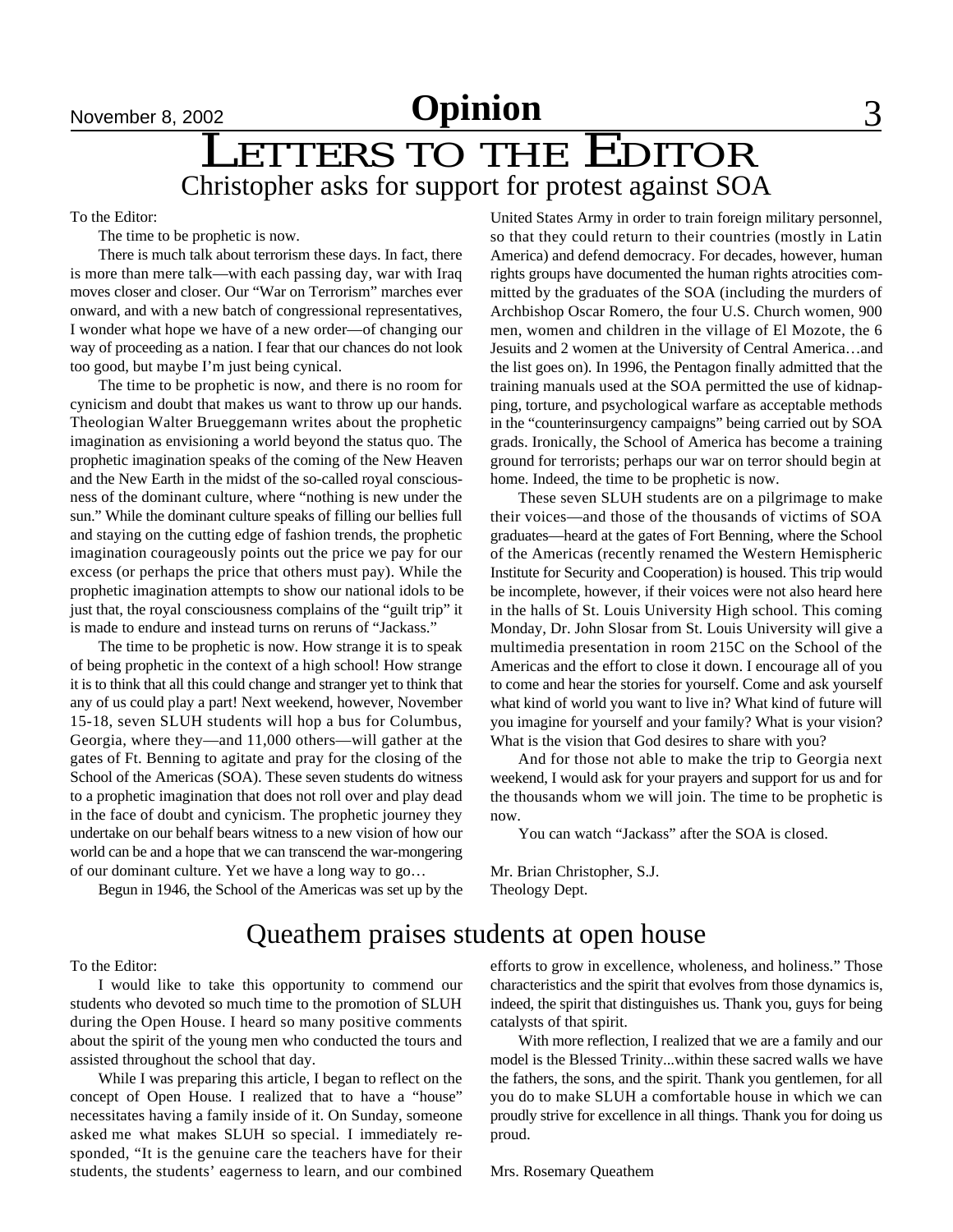# Letters to the Editor

## Christopher asks for support for protest against SOA

To the Editor:

The time to be prophetic is now.

There is much talk about terrorism these days. In fact, there is more than mere talk—with each passing day, war with Iraq moves closer and closer. Our "War on Terrorism" marches ever onward, and with a new batch of congressional representatives, I wonder what hope we have of a new order—of changing our way of proceeding as a nation. I fear that our chances do not look too good, but maybe I'm just being cynical.

The time to be prophetic is now, and there is no room for cynicism and doubt that makes us want to throw up our hands. Theologian Walter Brueggemann writes about the prophetic imagination as envisioning a world beyond the status quo. The prophetic imagination speaks of the coming of the New Heaven and the New Earth in the midst of the so-called royal consciousness of the dominant culture, where "nothing is new under the sun." While the dominant culture speaks of filling our bellies full and staying on the cutting edge of fashion trends, the prophetic imagination courageously points out the price we pay for our excess (or perhaps the price that others must pay). While the prophetic imagination attempts to show our national idols to be just that, the royal consciousness complains of the "guilt trip" it is made to endure and instead turns on reruns of "Jackass."

The time to be prophetic is now. How strange it is to speak of being prophetic in the context of a high school! How strange it is to think that all this could change and stranger yet to think that any of us could play a part! Next weekend, however, November 15-18, seven SLUH students will hop a bus for Columbus, Georgia, where they—and 11,000 others—will gather at the gates of Ft. Benning to agitate and pray for the closing of the School of the Americas (SOA). These seven students do witness to a prophetic imagination that does not roll over and play dead in the face of doubt and cynicism. The prophetic journey they undertake on our behalf bears witness to a new vision of how our world can be and a hope that we can transcend the war-mongering of our dominant culture. Yet we have a long way to go…

Begun in 1946, the School of the Americas was set up by the United States Army in order to train foreign military personnel, so that they could return to their countries (mostly in Latin America) and defend democracy. For decades, however, human rights groups have documented the human rights atrocities committed by the graduates of the SOA (including the murders of Archbishop Oscar Romero, the four U.S. Church women, 900 men, women and children in the village of El Mozote, the 6 Jesuits and 2 women at the University of Central America…and the list goes on). In 1996, the Pentagon finally admitted that the training manuals used at the SOA permitted the use of kidnapping, torture, and psychological warfare as acceptable methods in the "counterinsurgency campaigns" being carried out by SOA grads. Ironically, the School of America has become a training ground for terrorists; perhaps our war on terror should begin at home. Indeed, the time to be prophetic is now.

These seven SLUH students are on a pilgrimage to make their voices—and those of the thousands of victims of SOA graduates—heard at the gates of Fort Benning, where the School of the Americas (recently renamed the Western Hemispheric Institute for Security and Cooperation) is housed. This trip would be incomplete, however, if their voices were not also heard here in the halls of St. Louis University High school. This coming Monday, Dr. John Slosar from St. Louis University will give a multimedia presentation in room 215C on the School of the Americas and the effort to close it down. I encourage all of you to come and hear the stories for yourself. Come and ask yourself what kind of world you want to live in? What kind of future will you imagine for yourself and your family? What is your vision? What is the vision that God desires to share with you?

And for those not able to make the trip to Georgia next weekend, I would ask for your prayers and support for us and for the thousands whom we will join. The time to be prophetic is now.

You can watch "Jackass" after the SOA is closed.

Mr. Brian Christopher, S.J.
Theology Dept.

## Queathem praises students at open house

To the Editor:

I would like to take this opportunity to commend our students who devoted so much time to the promotion of SLUH during the Open House. I heard so many positive comments about the spirit of the young men who conducted the tours and assisted throughout the school that day.

While I was preparing this article, I began to reflect on the concept of Open House. I realized that to have a "house" necessitates having a family inside of it. On Sunday, someone asked me what makes SLUH so special. I immediately responded, "It is the genuine care the teachers have for their students, the students' eagerness to learn, and our combined efforts to grow in excellence, wholeness, and holiness." Those characteristics and the spirit that evolves from those dynamics is, indeed, the spirit that distinguishes us. Thank you, guys for being catalysts of that spirit.

With more reflection, I realized that we are a family and our model is the Blessed Trinity...within these sacred walls we have the fathers, the sons, and the spirit. Thank you gentlemen, for all you do to make SLUH a comfortable house in which we can proudly strive for excellence in all things. Thank you for doing us proud.

Mrs. Rosemary Queathem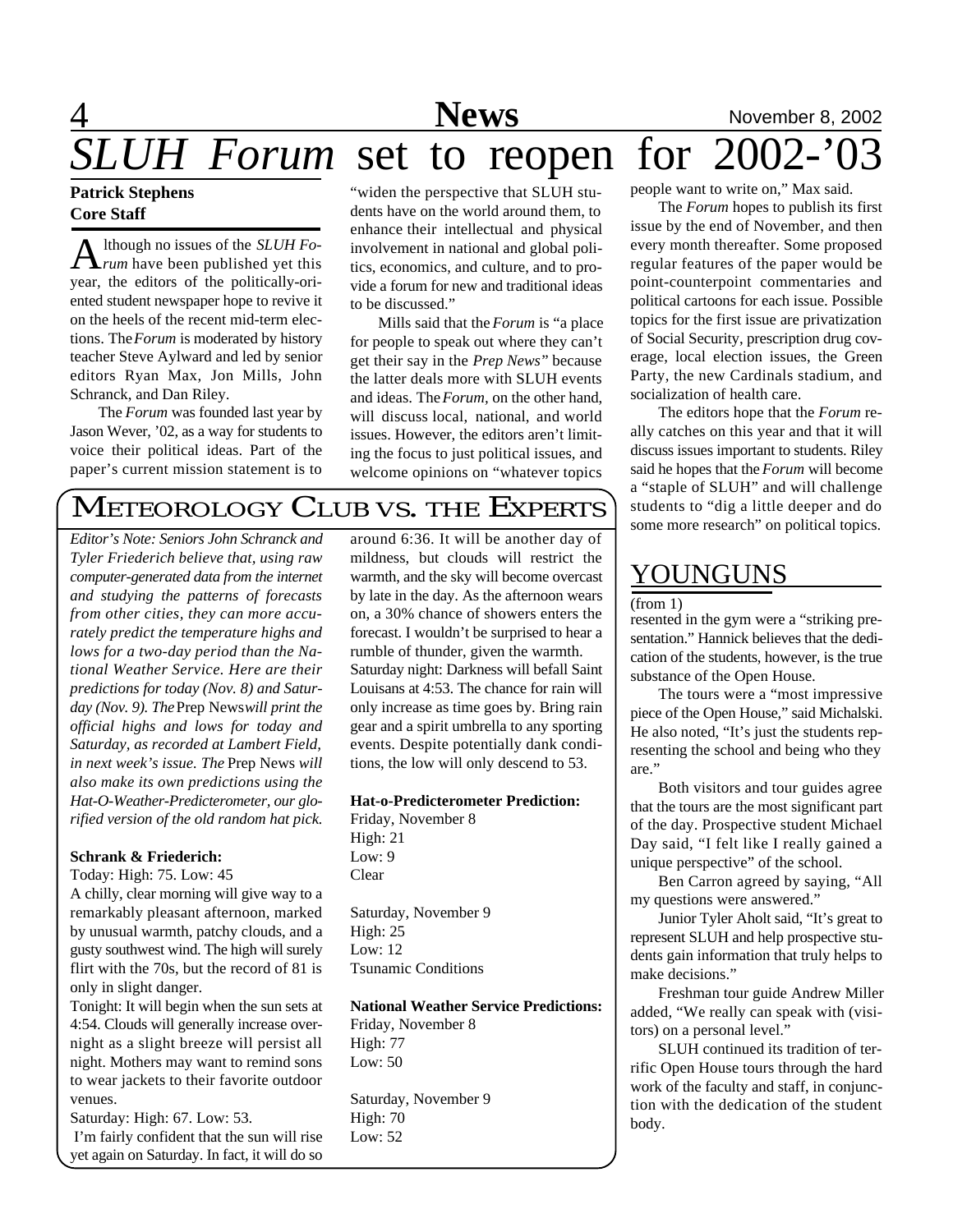# *SLUH Forum* set to reopen for 2002-'03

**Patrick Stephens**
**Core Staff**

Although no issues of the *SLUH Forum* have been published yet this year, the editors of the politically-oriented student newspaper hope to revive it on the heels of the recent mid-term elections. The *Forum* is moderated by history teacher Steve Aylward and led by senior editors Ryan Max, Jon Mills, John Schranck, and Dan Riley.

The *Forum* was founded last year by Jason Wever, '02, as a way for students to voice their political ideas. Part of the paper's current mission statement is to "widen the perspective that SLUH students have on the world around them, to enhance their intellectual and physical involvement in national and global politics, economics, and culture, and to provide a forum for new and traditional ideas to be discussed."

Mills said that the *Forum* is "a place for people to speak out where they can't get their say in the *Prep News*" because the latter deals more with SLUH events and ideas. The *Forum*, on the other hand, will discuss local, national, and world issues. However, the editors aren't limiting the focus to just political issues, and welcome opinions on "whatever topics people want to write on," Max said.

The *Forum* hopes to publish its first issue by the end of November, and then every month thereafter. Some proposed regular features of the paper would be point-counterpoint commentaries and political cartoons for each issue. Possible topics for the first issue are privatization of Social Security, prescription drug coverage, local election issues, the Green Party, the new Cardinals stadium, and socialization of health care.

The editors hope that the *Forum* really catches on this year and that it will discuss issues important to students. Riley said he hopes that the *Forum* will become a "staple of SLUH" and will challenge students to "dig a little deeper and do some more research" on political topics.

## Meteorology Club vs. the Experts

*Editor's Note: Seniors John Schranck and Tyler Friederich believe that, using raw computer-generated data from the internet and studying the patterns of forecasts from other cities, they can more accurately predict the temperature highs and lows for a two-day period than the National Weather Service. Here are their predictions for today (Nov. 8) and Saturday (Nov. 9). The* Prep News *will print the official highs and lows for today and Saturday, as recorded at Lambert Field, in next week's issue. The* Prep News *will also make its own predictions using the Hat-O-Weather-Predicterometer, our glorified version of the old random hat pick.*

**Schrank & Friederich:**

Today: High: 75. Low: 45

A chilly, clear morning will give way to a remarkably pleasant afternoon, marked by unusual warmth, patchy clouds, and a gusty southwest wind. The high will surely flirt with the 70s, but the record of 81 is only in slight danger.

Tonight: It will begin when the sun sets at 4:54. Clouds will generally increase overnight as a slight breeze will persist all night. Mothers may want to remind sons to wear jackets to their favorite outdoor venues.

Saturday: High: 67. Low: 53.

I'm fairly confident that the sun will rise yet again on Saturday. In fact, it will do so around 6:36. It will be another day of mildness, but clouds will restrict the warmth, and the sky will become overcast by late in the day. As the afternoon wears on, a 30% chance of showers enters the forecast. I wouldn't be surprised to hear a rumble of thunder, given the warmth.

Saturday night: Darkness will befall Saint Louisans at 4:53. The chance for rain will only increase as time goes by. Bring rain gear and a spirit umbrella to any sporting events. Despite potentially dank conditions, the low will only descend to 53.

**Hat-o-Predicterometer Prediction:**

Friday, November 8
High: 21
Low: 9
Clear

Saturday, November 9
High: 25
Low: 12
Tsunamic Conditions

**National Weather Service Predictions:**

Friday, November 8
High: 77
Low: 50

Saturday, November 9
High: 70
Low: 52

## YOUNGUNS

(from 1)

resented in the gym were a "striking presentation." Hannick believes that the dedication of the students, however, is the true substance of the Open House.

The tours were a "most impressive piece of the Open House," said Michalski. He also noted, "It's just the students representing the school and being who they are."

Both visitors and tour guides agree that the tours are the most significant part of the day. Prospective student Michael Day said, "I felt like I really gained a unique perspective" of the school.

Ben Carron agreed by saying, "All my questions were answered."

Junior Tyler Aholt said, "It's great to represent SLUH and help prospective students gain information that truly helps to make decisions."

Freshman tour guide Andrew Miller added, "We really can speak with (visitors) on a personal level."

SLUH continued its tradition of terrific Open House tours through the hard work of the faculty and staff, in conjunction with the dedication of the student body.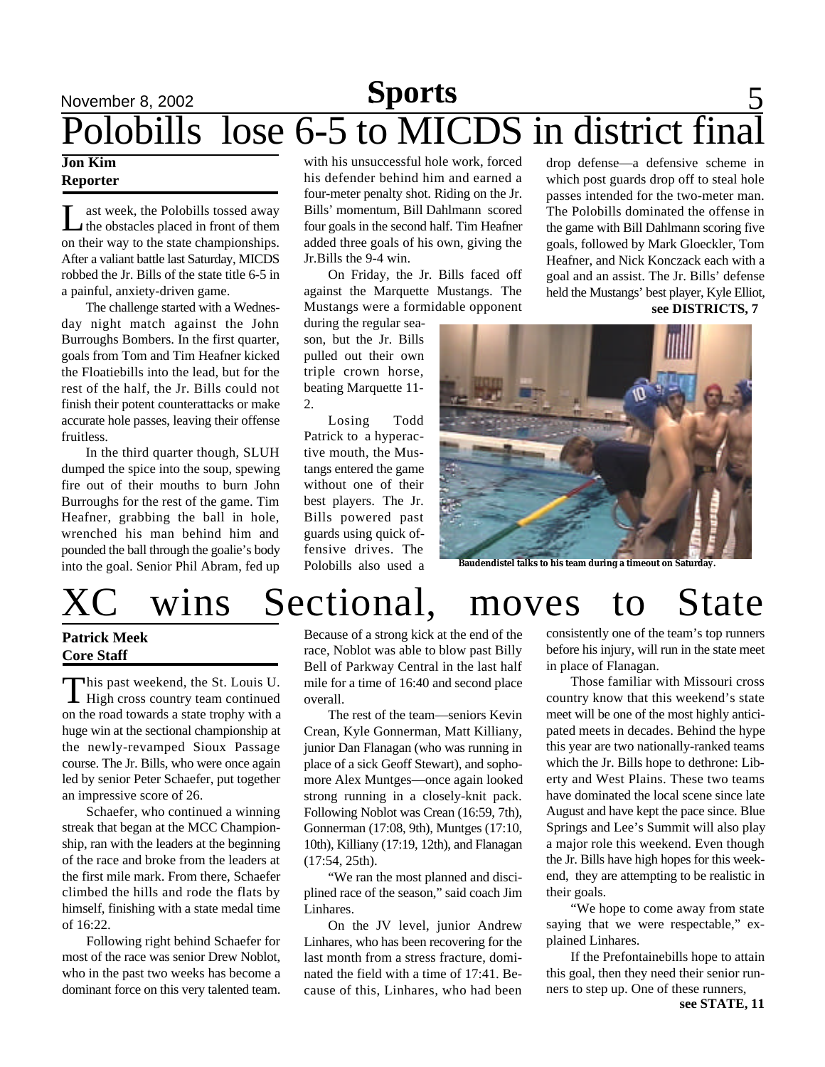## Sports

# Polobills lose 6-5 to MICDS in district final

**Jon Kim**
**Reporter**

Last week, the Polobills tossed away the obstacles placed in front of them on their way to the state championships. After a valiant battle last Saturday, MICDS robbed the Jr. Bills of the state title 6-5 in a painful, anxiety-driven game.

The challenge started with a Wednesday night match against the John Burroughs Bombers. In the first quarter, goals from Tom and Tim Heafner kicked the Floatiebills into the lead, but for the rest of the half, the Jr. Bills could not finish their potent counterattacks or make accurate hole passes, leaving their offense fruitless.

In the third quarter though, SLUH dumped the spice into the soup, spewing fire out of their mouths to burn John Burroughs for the rest of the game. Tim Heafner, grabbing the ball in hole, wrenched his man behind him and pounded the ball through the goalie's body into the goal. Senior Phil Abram, fed up with his unsuccessful hole work, forced his defender behind him and earned a four-meter penalty shot. Riding on the Jr. Bills' momentum, Bill Dahlmann scored four goals in the second half. Tim Heafner added three goals of his own, giving the Jr.Bills the 9-4 win.

On Friday, the Jr. Bills faced off against the Marquette Mustangs. The Mustangs were a formidable opponent during the regular season, but the Jr. Bills pulled out their own triple crown horse, beating Marquette 11-2.

Losing Todd Patrick to a hyperactive mouth, the Mustangs entered the game without one of their best players. The Jr. Bills powered past guards using quick offensive drives. The Polobills also used a drop defense—a defensive scheme in which post guards drop off to steal hole passes intended for the two-meter man. The Polobills dominated the offense in the game with Bill Dahlmann scoring five goals, followed by Mark Gloeckler, Tom Heafner, and Nick Konczack each with a goal and an assist. The Jr. Bills' defense held the Mustangs' best player, Kyle Elliot,

**see DISTRICTS, 7**

Baudendistel talks to his team during a timeout on Saturday.

# XC wins Sectional, moves to State

**Patrick Meek**
**Core Staff**

This past weekend, the St. Louis U. High cross country team continued on the road towards a state trophy with a huge win at the sectional championship at the newly-revamped Sioux Passage course. The Jr. Bills, who were once again led by senior Peter Schaefer, put together an impressive score of 26.

Schaefer, who continued a winning streak that began at the MCC Championship, ran with the leaders at the beginning of the race and broke from the leaders at the first mile mark. From there, Schaefer climbed the hills and rode the flats by himself, finishing with a state medal time of 16:22.

Following right behind Schaefer for most of the race was senior Drew Noblot, who in the past two weeks has become a dominant force on this very talented team. Because of a strong kick at the end of the race, Noblot was able to blow past Billy Bell of Parkway Central in the last half mile for a time of 16:40 and second place overall.

The rest of the team—seniors Kevin Crean, Kyle Gonnerman, Matt Killiany, junior Dan Flanagan (who was running in place of a sick Geoff Stewart), and sophomore Alex Muntges—once again looked strong running in a closely-knit pack. Following Noblot was Crean (16:59, 7th), Gonnerman (17:08, 9th), Muntges (17:10, 10th), Killiany (17:19, 12th), and Flanagan (17:54, 25th).

"We ran the most planned and disciplined race of the season," said coach Jim Linhares.

On the JV level, junior Andrew Linhares, who has been recovering for the last month from a stress fracture, dominated the field with a time of 17:41. Because of this, Linhares, who had been consistently one of the team's top runners before his injury, will run in the state meet in place of Flanagan.

Those familiar with Missouri cross country know that this weekend's state meet will be one of the most highly anticipated meets in decades. Behind the hype this year are two nationally-ranked teams which the Jr. Bills hope to dethrone: Liberty and West Plains. These two teams have dominated the local scene since late August and have kept the pace since. Blue Springs and Lee's Summit will also play a major role this weekend. Even though the Jr. Bills have high hopes for this weekend, they are attempting to be realistic in their goals.

"We hope to come away from state saying that we were respectable," explained Linhares.

If the Prefontainebills hope to attain this goal, then they need their senior runners to step up. One of these runners,

**see STATE, 11**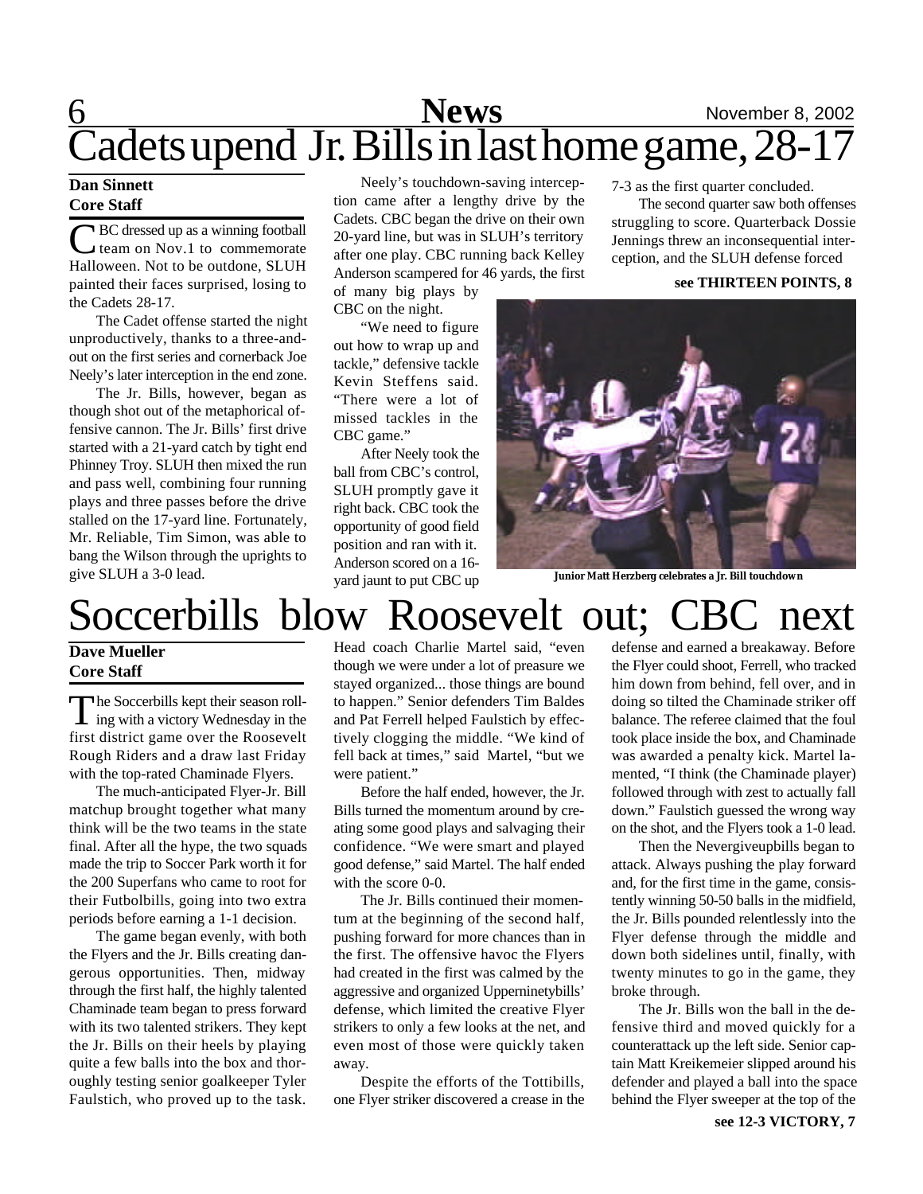# Cadets upend Jr. Bills in last home game, 28-17

**Dan Sinnett**
**Core Staff**

CBC dressed up as a winning football team on Nov.1 to commemorate Halloween. Not to be outdone, SLUH painted their faces surprised, losing to the Cadets 28-17.

The Cadet offense started the night unproductively, thanks to a three-and-out on the first series and cornerback Joe Neely's later interception in the end zone.

The Jr. Bills, however, began as though shot out of the metaphorical offensive cannon. The Jr. Bills' first drive started with a 21-yard catch by tight end Phinney Troy. SLUH then mixed the run and pass well, combining four running plays and three passes before the drive stalled on the 17-yard line. Fortunately, Mr. Reliable, Tim Simon, was able to bang the Wilson through the uprights to give SLUH a 3-0 lead.

Neely's touchdown-saving interception came after a lengthy drive by the Cadets. CBC began the drive on their own 20-yard line, but was in SLUH's territory after one play. CBC running back Kelley Anderson scampered for 46 yards, the first of many big plays by CBC on the night.

"We need to figure out how to wrap up and tackle," defensive tackle Kevin Steffens said. "There were a lot of missed tackles in the CBC game."

After Neely took the ball from CBC's control, SLUH promptly gave it right back. CBC took the opportunity of good field position and ran with it. Anderson scored on a 16-yard jaunt to put CBC up 7-3 as the first quarter concluded.

The second quarter saw both offenses struggling to score. Quarterback Dossie Jennings threw an inconsequential interception, and the SLUH defense forced

**see THIRTEEN POINTS, 8**

**Junior Matt Herzberg celebrates a Jr. Bill touchdown**

# Soccerbills blow Roosevelt out; CBC next

**Dave Mueller**
**Core Staff**

The Soccerbills kept their season rolling with a victory Wednesday in the first district game over the Roosevelt Rough Riders and a draw last Friday with the top-rated Chaminade Flyers.

The much-anticipated Flyer-Jr. Bill matchup brought together what many think will be the two teams in the state final. After all the hype, the two squads made the trip to Soccer Park worth it for the 200 Superfans who came to root for their Futbolbills, going into two extra periods before earning a 1-1 decision.

The game began evenly, with both the Flyers and the Jr. Bills creating dangerous opportunities. Then, midway through the first half, the highly talented Chaminade team began to press forward with its two talented strikers. They kept the Jr. Bills on their heels by playing quite a few balls into the box and thoroughly testing senior goalkeeper Tyler Faulstich, who proved up to the task. Head coach Charlie Martel said, "even though we were under a lot of preasure we stayed organized... those things are bound to happen." Senior defenders Tim Baldes and Pat Ferrell helped Faulstich by effectively clogging the middle. "We kind of fell back at times," said Martel, "but we were patient."

Before the half ended, however, the Jr. Bills turned the momentum around by creating some good plays and salvaging their confidence. "We were smart and played good defense," said Martel. The half ended with the score 0-0.

The Jr. Bills continued their momentum at the beginning of the second half, pushing forward for more chances than in the first. The offensive havoc the Flyers had created in the first was calmed by the aggressive and organized Upperninetybills' defense, which limited the creative Flyer strikers to only a few looks at the net, and even most of those were quickly taken away.

Despite the efforts of the Tottibills, one Flyer striker discovered a crease in the defense and earned a breakaway. Before the Flyer could shoot, Ferrell, who tracked him down from behind, fell over, and in doing so tilted the Chaminade striker off balance. The referee claimed that the foul took place inside the box, and Chaminade was awarded a penalty kick. Martel lamented, "I think (the Chaminade player) followed through with zest to actually fall down." Faulstich guessed the wrong way on the shot, and the Flyers took a 1-0 lead.

Then the Nevergiveupbills began to attack. Always pushing the play forward and, for the first time in the game, consistently winning 50-50 balls in the midfield, the Jr. Bills pounded relentlessly into the Flyer defense through the middle and down both sidelines until, finally, with twenty minutes to go in the game, they broke through.

The Jr. Bills won the ball in the defensive third and moved quickly for a counterattack up the left side. Senior captain Matt Kreikemeier slipped around his defender and played a ball into the space behind the Flyer sweeper at the top of the

**see 12-3 VICTORY, 7**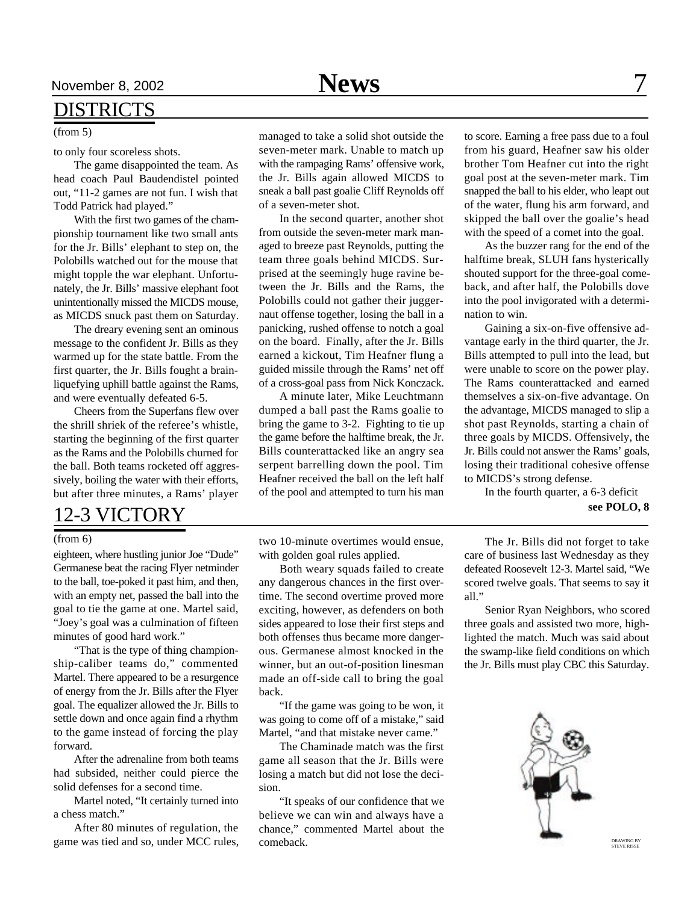## DISTRICTS

(from 5)

to only four scoreless shots.

The game disappointed the team. As head coach Paul Baudendistel pointed out, "11-2 games are not fun. I wish that Todd Patrick had played."

With the first two games of the championship tournament like two small ants for the Jr. Bills' elephant to step on, the Polobills watched out for the mouse that might topple the war elephant. Unfortunately, the Jr. Bills' massive elephant foot unintentionally missed the MICDS mouse, as MICDS snuck past them on Saturday.

The dreary evening sent an ominous message to the confident Jr. Bills as they warmed up for the state battle. From the first quarter, the Jr. Bills fought a brain-liquefying uphill battle against the Rams, and were eventually defeated 6-5.

Cheers from the Superfans flew over the shrill shriek of the referee's whistle, starting the beginning of the first quarter as the Rams and the Polobills churned for the ball. Both teams rocketed off aggressively, boiling the water with their efforts, but after three minutes, a Rams' player managed to take a solid shot outside the seven-meter mark. Unable to match up with the rampaging Rams' offensive work, the Jr. Bills again allowed MICDS to sneak a ball past goalie Cliff Reynolds off of a seven-meter shot.

In the second quarter, another shot from outside the seven-meter mark managed to breeze past Reynolds, putting the team three goals behind MICDS. Surprised at the seemingly huge ravine between the Jr. Bills and the Rams, the Polobills could not gather their juggernaut offense together, losing the ball in a panicking, rushed offense to notch a goal on the board. Finally, after the Jr. Bills earned a kickout, Tim Heafner flung a guided missile through the Rams' net off of a cross-goal pass from Nick Konczack.

A minute later, Mike Leuchtmann dumped a ball past the Rams goalie to bring the game to 3-2. Fighting to tie up the game before the halftime break, the Jr. Bills counterattacked like an angry sea serpent barrelling down the pool. Tim Heafner received the ball on the left half of the pool and attempted to turn his man to score. Earning a free pass due to a foul from his guard, Heafner saw his older brother Tom Heafner cut into the right goal post at the seven-meter mark. Tim snapped the ball to his elder, who leapt out of the water, flung his arm forward, and skipped the ball over the goalie's head with the speed of a comet into the goal.

As the buzzer rang for the end of the halftime break, SLUH fans hysterically shouted support for the three-goal comeback, and after half, the Polobills dove into the pool invigorated with a determination to win.

Gaining a six-on-five offensive advantage early in the third quarter, the Jr. Bills attempted to pull into the lead, but were unable to score on the power play. The Rams counterattacked and earned themselves a six-on-five advantage. On the advantage, MICDS managed to slip a shot past Reynolds, starting a chain of three goals by MICDS. Offensively, the Jr. Bills could not answer the Rams' goals, losing their traditional cohesive offense to MICDS's strong defense.

In the fourth quarter, a 6-3 deficit

**see POLO, 8**

## 12-3 VICTORY

(from 6)

eighteen, where hustling junior Joe "Dude" Germanese beat the racing Flyer netminder to the ball, toe-poked it past him, and then, with an empty net, passed the ball into the goal to tie the game at one. Martel said, "Joey's goal was a culmination of fifteen minutes of good hard work."

"That is the type of thing championship-caliber teams do," commented Martel. There appeared to be a resurgence of energy from the Jr. Bills after the Flyer goal. The equalizer allowed the Jr. Bills to settle down and once again find a rhythm to the game instead of forcing the play forward.

After the adrenaline from both teams had subsided, neither could pierce the solid defenses for a second time.

Martel noted, "It certainly turned into a chess match."

After 80 minutes of regulation, the game was tied and so, under MCC rules, two 10-minute overtimes would ensue, with golden goal rules applied.

Both weary squads failed to create any dangerous chances in the first overtime. The second overtime proved more exciting, however, as defenders on both sides appeared to lose their first steps and both offenses thus became more dangerous. Germanese almost knocked in the winner, but an out-of-position linesman made an off-side call to bring the goal back.

"If the game was going to be won, it was going to come off of a mistake," said Martel, "and that mistake never came."

The Chaminade match was the first game all season that the Jr. Bills were losing a match but did not lose the decision.

"It speaks of our confidence that we believe we can win and always have a chance," commented Martel about the comeback.

The Jr. Bills did not forget to take care of business last Wednesday as they defeated Roosevelt 12-3. Martel said, "We scored twelve goals. That seems to say it all."

Senior Ryan Neighbors, who scored three goals and assisted two more, highlighted the match. Much was said about the swamp-like field conditions on which the Jr. Bills must play CBC this Saturday.

DRAWING BY STEVE RISSE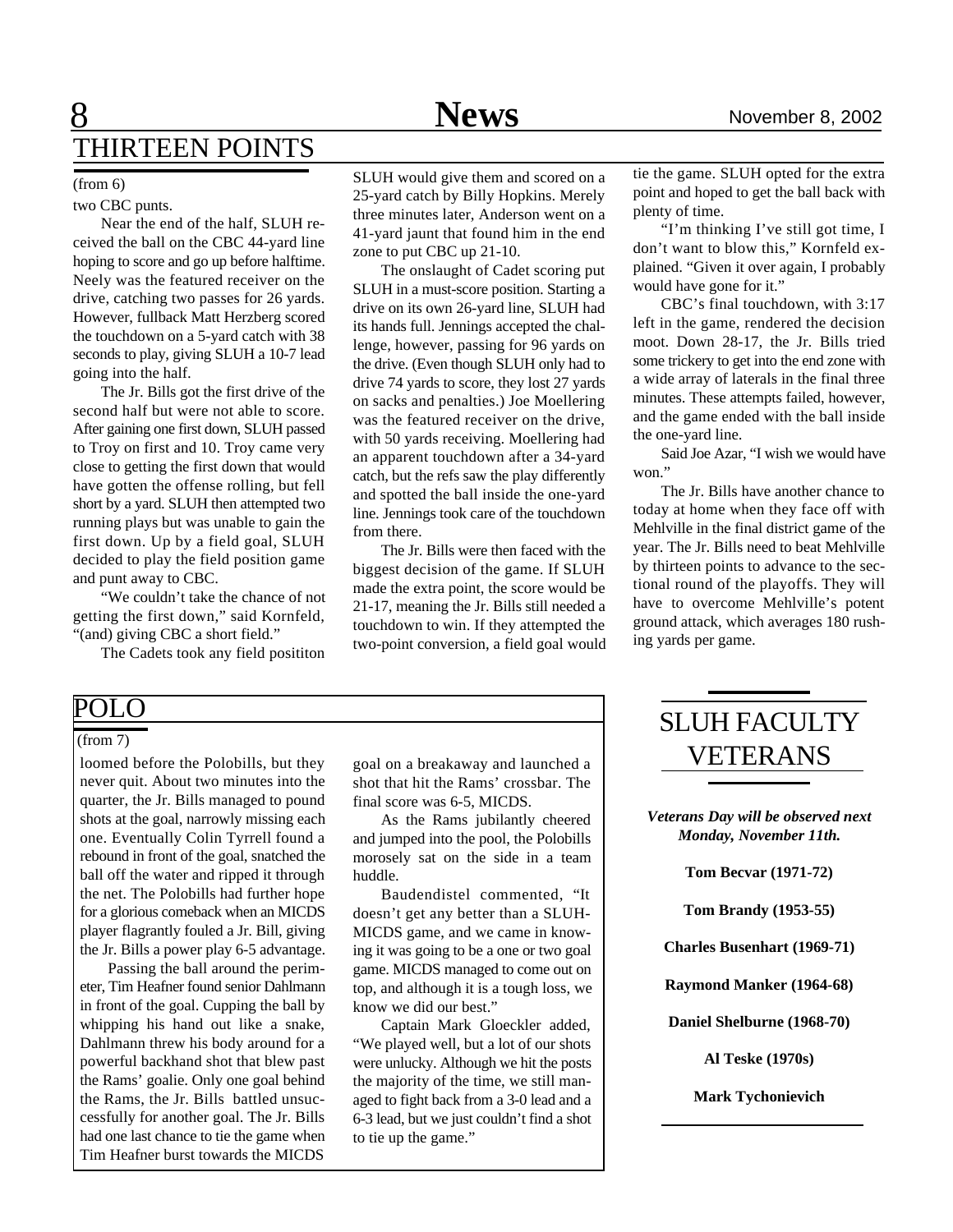# THIRTEEN POINTS

(from 6)

two CBC punts.

Near the end of the half, SLUH received the ball on the CBC 44-yard line hoping to score and go up before halftime. Neely was the featured receiver on the drive, catching two passes for 26 yards. However, fullback Matt Herzberg scored the touchdown on a 5-yard catch with 38 seconds to play, giving SLUH a 10-7 lead going into the half.

The Jr. Bills got the first drive of the second half but were not able to score. After gaining one first down, SLUH passed to Troy on first and 10. Troy came very close to getting the first down that would have gotten the offense rolling, but fell short by a yard. SLUH then attempted two running plays but was unable to gain the first down. Up by a field goal, SLUH decided to play the field position game and punt away to CBC.

"We couldn't take the chance of not getting the first down," said Kornfeld, "(and) giving CBC a short field."

The Cadets took any field posititon SLUH would give them and scored on a 25-yard catch by Billy Hopkins. Merely three minutes later, Anderson went on a 41-yard jaunt that found him in the end zone to put CBC up 21-10.

The onslaught of Cadet scoring put SLUH in a must-score position. Starting a drive on its own 26-yard line, SLUH had its hands full. Jennings accepted the challenge, however, passing for 96 yards on the drive. (Even though SLUH only had to drive 74 yards to score, they lost 27 yards on sacks and penalties.) Joe Moellering was the featured receiver on the drive, with 50 yards receiving. Moellering had an apparent touchdown after a 34-yard catch, but the refs saw the play differently and spotted the ball inside the one-yard line. Jennings took care of the touchdown from there.

The Jr. Bills were then faced with the biggest decision of the game. If SLUH made the extra point, the score would be 21-17, meaning the Jr. Bills still needed a touchdown to win. If they attempted the two-point conversion, a field goal would tie the game. SLUH opted for the extra point and hoped to get the ball back with plenty of time.

"I'm thinking I've still got time, I don't want to blow this," Kornfeld explained. "Given it over again, I probably would have gone for it."

CBC's final touchdown, with 3:17 left in the game, rendered the decision moot. Down 28-17, the Jr. Bills tried some trickery to get into the end zone with a wide array of laterals in the final three minutes. These attempts failed, however, and the game ended with the ball inside the one-yard line.

Said Joe Azar, "I wish we would have won."

The Jr. Bills have another chance to today at home when they face off with Mehlville in the final district game of the year. The Jr. Bills need to beat Mehlville by thirteen points to advance to the sectional round of the playoffs. They will have to overcome Mehlville's potent ground attack, which averages 180 rushing yards per game.

# POLO

(from 7)

loomed before the Polobills, but they never quit. About two minutes into the quarter, the Jr. Bills managed to pound shots at the goal, narrowly missing each one. Eventually Colin Tyrrell found a rebound in front of the goal, snatched the ball off the water and ripped it through the net. The Polobills had further hope for a glorious comeback when an MICDS player flagrantly fouled a Jr. Bill, giving the Jr. Bills a power play 6-5 advantage.

Passing the ball around the perimeter, Tim Heafner found senior Dahlmann in front of the goal. Cupping the ball by whipping his hand out like a snake, Dahlmann threw his body around for a powerful backhand shot that blew past the Rams' goalie. Only one goal behind the Rams, the Jr. Bills battled unsuccessfully for another goal. The Jr. Bills had one last chance to tie the game when Tim Heafner burst towards the MICDS goal on a breakaway and launched a shot that hit the Rams' crossbar. The final score was 6-5, MICDS.

As the Rams jubilantly cheered and jumped into the pool, the Polobills morosely sat on the side in a team huddle.

Baudendistel commented, "It doesn't get any better than a SLUH-MICDS game, and we came in knowing it was going to be a one or two goal game. MICDS managed to come out on top, and although it is a tough loss, we know we did our best."

Captain Mark Gloeckler added, "We played well, but a lot of our shots were unlucky. Although we hit the posts the majority of the time, we still managed to fight back from a 3-0 lead and a 6-3 lead, but we just couldn't find a shot to tie up the game."

# SLUH FACULTY VETERANS

***Veterans Day will be observed next Monday, November 11th.***

**Tom Becvar (1971-72)**

**Tom Brandy (1953-55)**

**Charles Busenhart (1969-71)**

**Raymond Manker (1964-68)**

**Daniel Shelburne (1968-70)**

**Al Teske (1970s)**

**Mark Tychonievich**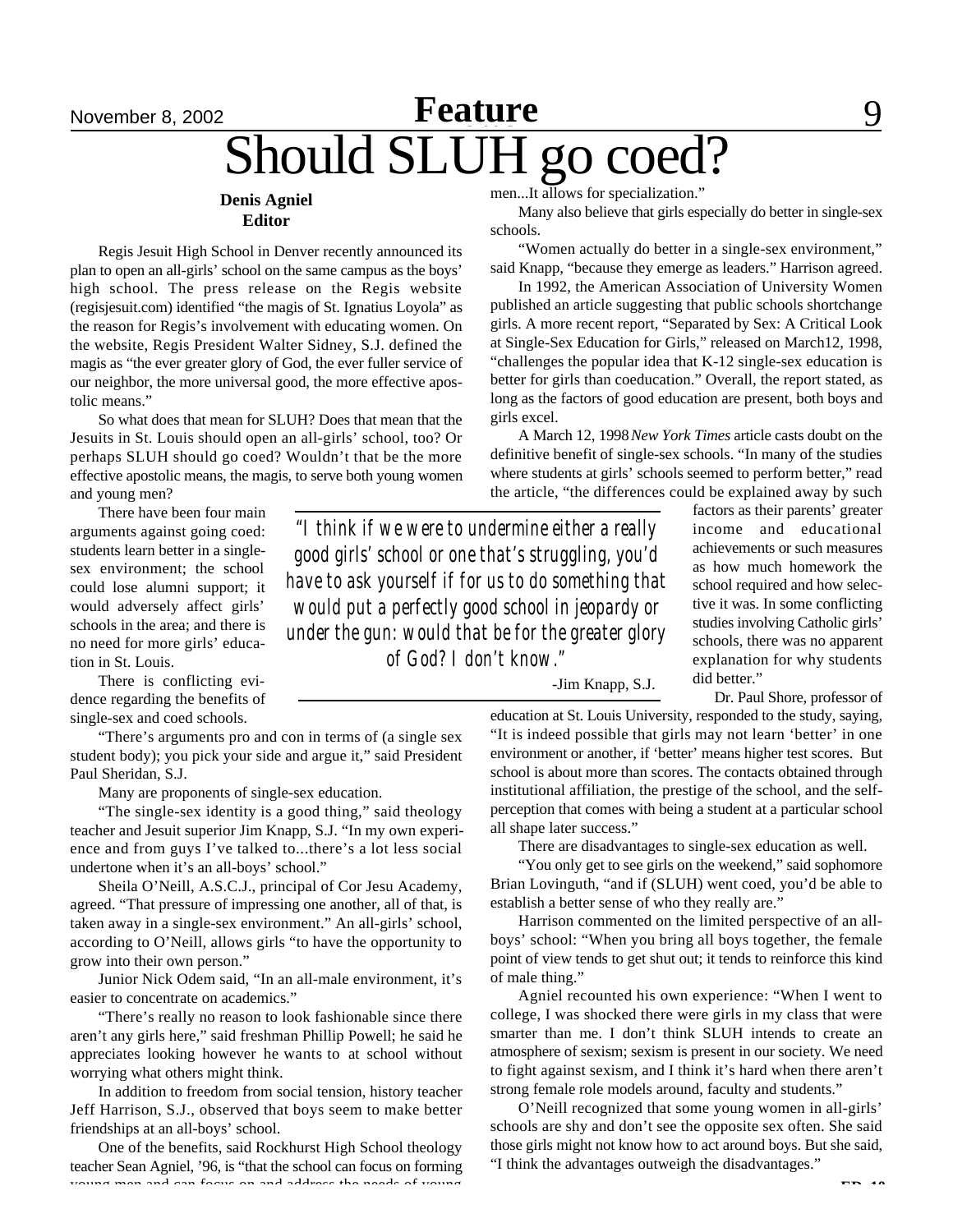# Should SLUH go coed?

**Denis Agniel**
**Editor**

Regis Jesuit High School in Denver recently announced its plan to open an all-girls' school on the same campus as the boys' high school. The press release on the Regis website (regisjesuit.com) identified "the magis of St. Ignatius Loyola" as the reason for Regis's involvement with educating women. On the website, Regis President Walter Sidney, S.J. defined the magis as "the ever greater glory of God, the ever fuller service of our neighbor, the more universal good, the more effective apostolic means."

So what does that mean for SLUH? Does that mean that the Jesuits in St. Louis should open an all-girls' school, too? Or perhaps SLUH should go coed? Wouldn't that be the more effective apostolic means, the magis, to serve both young women and young men?

There have been four main arguments against going coed: students learn better in a single-sex environment; the school could lose alumni support; it would adversely affect girls' schools in the area; and there is no need for more girls' education in St. Louis.

There is conflicting evidence regarding the benefits of single-sex and coed schools.

"There's arguments pro and con in terms of (a single sex student body); you pick your side and argue it," said President Paul Sheridan, S.J.

Many are proponents of single-sex education.

"The single-sex identity is a good thing," said theology teacher and Jesuit superior Jim Knapp, S.J. "In my own experience and from guys I've talked to...there's a lot less social undertone when it's an all-boys' school."

Sheila O'Neill, A.S.C.J., principal of Cor Jesu Academy, agreed. "That pressure of impressing one another, all of that, is taken away in a single-sex environment." An all-girls' school, according to O'Neill, allows girls "to have the opportunity to grow into their own person."

Junior Nick Odem said, "In an all-male environment, it's easier to concentrate on academics."

"There's really no reason to look fashionable since there aren't any girls here," said freshman Phillip Powell; he said he appreciates looking however he wants to at school without worrying what others might think.

In addition to freedom from social tension, history teacher Jeff Harrison, S.J., observed that boys seem to make better friendships at an all-boys' school.

One of the benefits, said Rockhurst High School theology teacher Sean Agniel, '96, is "that the school can focus on forming young men and can focus on and address the needs of young men...It allows for specialization."

Many also believe that girls especially do better in single-sex schools.

"Women actually do better in a single-sex environment," said Knapp, "because they emerge as leaders." Harrison agreed.

In 1992, the American Association of University Women published an article suggesting that public schools shortchange girls. A more recent report, "Separated by Sex: A Critical Look at Single-Sex Education for Girls," released on March12, 1998, "challenges the popular idea that K-12 single-sex education is better for girls than coeducation." Overall, the report stated, as long as the factors of good education are present, both boys and girls excel.

A March 12, 1998 *New York Times* article casts doubt on the definitive benefit of single-sex schools. "In many of the studies where students at girls' schools seemed to perform better," read the article, "the differences could be explained away by such factors as their parents' greater income and educational achievements or such measures as how much homework the school required and how selective it was. In some conflicting studies involving Catholic girls' schools, there was no apparent explanation for why students did better."

> *"I think if we were to undermine either a really good girls' school or one that's struggling, you'd have to ask yourself if for us to do something that would put a perfectly good school in jeopardy or under the gun: would that be for the greater glory of God? I don't know."*
>
> -Jim Knapp, S.J.

Dr. Paul Shore, professor of education at St. Louis University, responded to the study, saying, "It is indeed possible that girls may not learn 'better' in one environment or another, if 'better' means higher test scores. But school is about more than scores. The contacts obtained through institutional affiliation, the prestige of the school, and the self-perception that comes with being a student at a particular school all shape later success."

There are disadvantages to single-sex education as well.

"You only get to see girls on the weekend," said sophomore Brian Lovinguth, "and if (SLUH) went coed, you'd be able to establish a better sense of who they really are."

Harrison commented on the limited perspective of an all-boys' school: "When you bring all boys together, the female point of view tends to get shut out; it tends to reinforce this kind of male thing."

Agniel recounted his own experience: "When I went to college, I was shocked there were girls in my class that were smarter than me. I don't think SLUH intends to create an atmosphere of sexism; sexism is present in our society. We need to fight against sexism, and I think it's hard when there aren't strong female role models around, faculty and students."

O'Neill recognized that some young women in all-girls' schools are shy and don't see the opposite sex often. She said those girls might not know how to act around boys. But she said, "I think the advantages outweigh the disadvantages."

**ED, 10**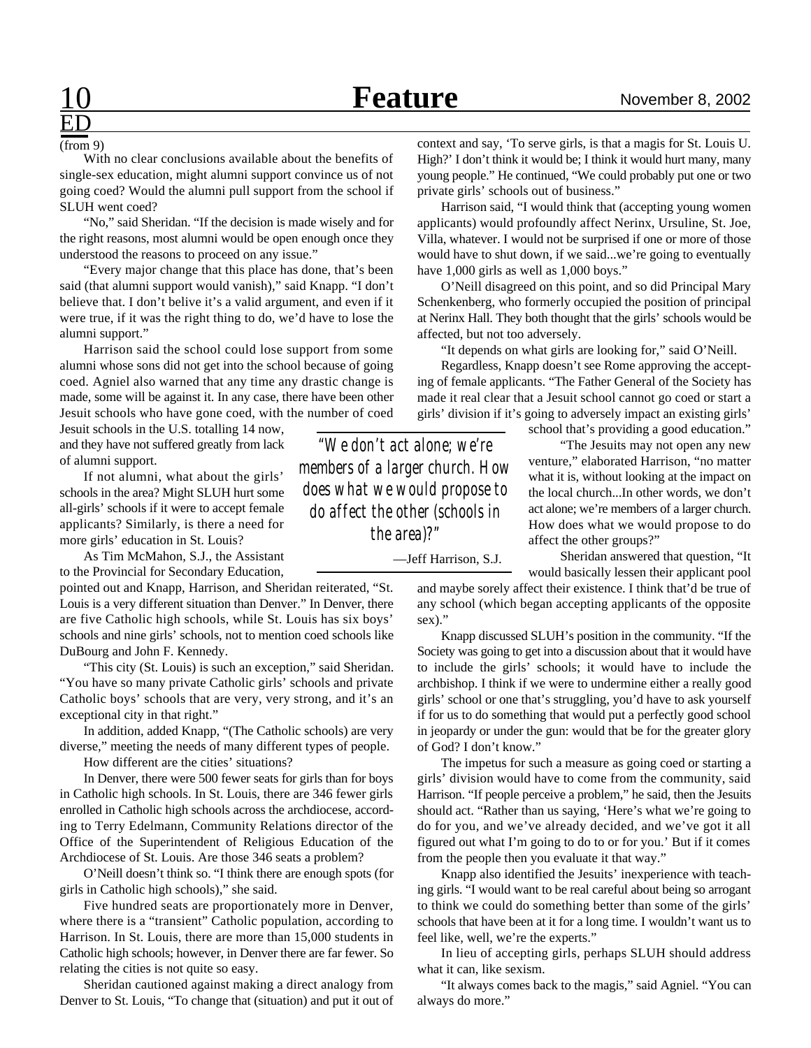ED

(from 9)

With no clear conclusions available about the benefits of single-sex education, might alumni support convince us of not going coed? Would the alumni pull support from the school if SLUH went coed?

"No," said Sheridan. "If the decision is made wisely and for the right reasons, most alumni would be open enough once they understood the reasons to proceed on any issue."

"Every major change that this place has done, that's been said (that alumni support would vanish)," said Knapp. "I don't believe that. I don't belive it's a valid argument, and even if it were true, if it was the right thing to do, we'd have to lose the alumni support."

Harrison said the school could lose support from some alumni whose sons did not get into the school because of going coed. Agniel also warned that any time any drastic change is made, some will be against it. In any case, there have been other Jesuit schools who have gone coed, with the number of coed Jesuit schools in the U.S. totalling 14 now, and they have not suffered greatly from lack of alumni support.

If not alumni, what about the girls' schools in the area? Might SLUH hurt some all-girls' schools if it were to accept female applicants? Similarly, is there a need for more girls' education in St. Louis?

As Tim McMahon, S.J., the Assistant to the Provincial for Secondary Education, pointed out and Knapp, Harrison, and Sheridan reiterated, "St. Louis is a very different situation than Denver." In Denver, there are five Catholic high schools, while St. Louis has six boys' schools and nine girls' schools, not to mention coed schools like DuBourg and John F. Kennedy.

"This city (St. Louis) is such an exception," said Sheridan. "You have so many private Catholic girls' schools and private Catholic boys' schools that are very, very strong, and it's an exceptional city in that right."

In addition, added Knapp, "(The Catholic schools) are very diverse," meeting the needs of many different types of people.

How different are the cities' situations?

In Denver, there were 500 fewer seats for girls than for boys in Catholic high schools. In St. Louis, there are 346 fewer girls enrolled in Catholic high schools across the archdiocese, according to Terry Edelmann, Community Relations director of the Office of the Superintendent of Religious Education of the Archdiocese of St. Louis. Are those 346 seats a problem?

O'Neill doesn't think so. "I think there are enough spots (for girls in Catholic high schools)," she said.

Five hundred seats are proportionately more in Denver, where there is a "transient" Catholic population, according to Harrison. In St. Louis, there are more than 15,000 students in Catholic high schools; however, in Denver there are far fewer. So relating the cities is not quite so easy.

Sheridan cautioned against making a direct analogy from Denver to St. Louis, "To change that (situation) and put it out of context and say, 'To serve girls, is that a magis for St. Louis U. High?' I don't think it would be; I think it would hurt many, many young people." He continued, "We could probably put one or two private girls' schools out of business."

Harrison said, "I would think that (accepting young women applicants) would profoundly affect Nerinx, Ursuline, St. Joe, Villa, whatever. I would not be surprised if one or more of those would have to shut down, if we said...we're going to eventually have 1,000 girls as well as 1,000 boys."

O'Neill disagreed on this point, and so did Principal Mary Schenkenberg, who formerly occupied the position of principal at Nerinx Hall. They both thought that the girls' schools would be affected, but not too adversely.

"It depends on what girls are looking for," said O'Neill.

Regardless, Knapp doesn't see Rome approving the accepting of female applicants. "The Father General of the Society has made it real clear that a Jesuit school cannot go coed or start a girls' division if it's going to adversely impact an existing girls' school that's providing a good education."

"The Jesuits may not open any new venture," elaborated Harrison, "no matter what it is, without looking at the impact on the local church...In other words, we don't act alone; we're members of a larger church. How does what we would propose to do affect the other groups?"

> *"We don't act alone; we're members of a larger church. How does what we would propose to do affect the other (schools in the area)?"*
>
> —Jeff Harrison, S.J.

Sheridan answered that question, "It would basically lessen their applicant pool and maybe sorely affect their existence. I think that'd be true of any school (which began accepting applicants of the opposite sex)."

Knapp discussed SLUH's position in the community. "If the Society was going to get into a discussion about that it would have to include the girls' schools; it would have to include the archbishop. I think if we were to undermine either a really good girls' school or one that's struggling, you'd have to ask yourself if for us to do something that would put a perfectly good school in jeopardy or under the gun: would that be for the greater glory of God? I don't know."

The impetus for such a measure as going coed or starting a girls' division would have to come from the community, said Harrison. "If people perceive a problem," he said, then the Jesuits should act. "Rather than us saying, 'Here's what we're going to do for you, and we've already decided, and we've got it all figured out what I'm going to do to or for you.' But if it comes from the people then you evaluate it that way."

Knapp also identified the Jesuits' inexperience with teaching girls. "I would want to be real careful about being so arrogant to think we could do something better than some of the girls' schools that have been at it for a long time. I wouldn't want us to feel like, well, we're the experts."

In lieu of accepting girls, perhaps SLUH should address what it can, like sexism.

"It always comes back to the magis," said Agniel. "You can always do more."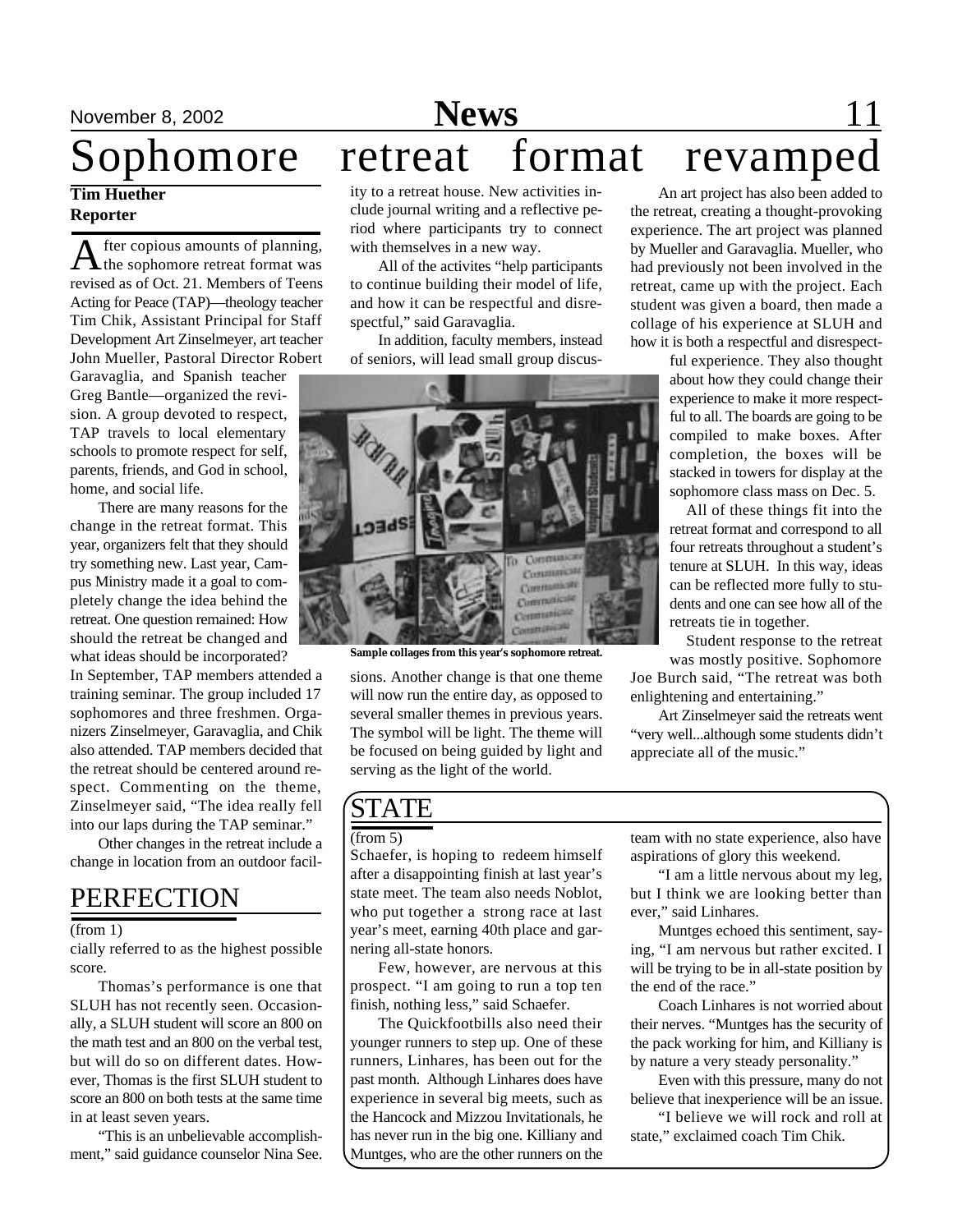# Sophomore retreat format revamped

**Tim Huether**
**Reporter**

After copious amounts of planning, the sophomore retreat format was revised as of Oct. 21. Members of Teens Acting for Peace (TAP)—theology teacher Tim Chik, Assistant Principal for Staff Development Art Zinselmeyer, art teacher John Mueller, Pastoral Director Robert Garavaglia, and Spanish teacher Greg Bantle—organized the revision. A group devoted to respect, TAP travels to local elementary schools to promote respect for self, parents, friends, and God in school, home, and social life.

There are many reasons for the change in the retreat format. This year, organizers felt that they should try something new. Last year, Campus Ministry made it a goal to completely change the idea behind the retreat. One question remained: How should the retreat be changed and what ideas should be incorporated? In September, TAP members attended a training seminar. The group included 17 sophomores and three freshmen. Organizers Zinselmeyer, Garavaglia, and Chik also attended. TAP members decided that the retreat should be centered around respect. Commenting on the theme, Zinselmeyer said, "The idea really fell into our laps during the TAP seminar."

Other changes in the retreat include a change in location from an outdoor facility to a retreat house. New activities include journal writing and a reflective period where participants try to connect with themselves in a new way.

All of the activites "help participants to continue building their model of life, and how it can be respectful and disrespectful," said Garavaglia.

In addition, faculty members, instead of seniors, will lead small group discussions. Another change is that one theme will now run the entire day, as opposed to several smaller themes in previous years. The symbol will be light. The theme will be focused on being guided by light and serving as the light of the world.

Sample collages from this year's sophomore retreat.

An art project has also been added to the retreat, creating a thought-provoking experience. The art project was planned by Mueller and Garavaglia. Mueller, who had previously not been involved in the retreat, came up with the project. Each student was given a board, then made a collage of his experience at SLUH and how it is both a respectful and disrespectful experience. They also thought about how they could change their experience to make it more respectful to all. The boards are going to be compiled to make boxes. After completion, the boxes will be stacked in towers for display at the sophomore class mass on Dec. 5.

All of these things fit into the retreat format and correspond to all four retreats throughout a student's tenure at SLUH. In this way, ideas can be reflected more fully to students and one can see how all of the retreats tie in together.

Student response to the retreat was mostly positive. Sophomore Joe Burch said, "The retreat was both enlightening and entertaining."

Art Zinselmeyer said the retreats went "very well...although some students didn't appreciate all of the music."

## PERFECTION

(from 1)

cially referred to as the highest possible score.

Thomas's performance is one that SLUH has not recently seen. Occasionally, a SLUH student will score an 800 on the math test and an 800 on the verbal test, but will do so on different dates. However, Thomas is the first SLUH student to score an 800 on both tests at the same time in at least seven years.

"This is an unbelievable accomplishment," said guidance counselor Nina See.

## STATE

(from 5)

Schaefer, is hoping to redeem himself after a disappointing finish at last year's state meet. The team also needs Noblot, who put together a strong race at last year's meet, earning 40th place and garnering all-state honors.

Few, however, are nervous at this prospect. "I am going to run a top ten finish, nothing less," said Schaefer.

The Quickfootbills also need their younger runners to step up. One of these runners, Linhares, has been out for the past month. Although Linhares does have experience in several big meets, such as the Hancock and Mizzou Invitationals, he has never run in the big one. Killiany and Muntges, who are the other runners on the team with no state experience, also have aspirations of glory this weekend.

"I am a little nervous about my leg, but I think we are looking better than ever," said Linhares.

Muntges echoed this sentiment, saying, "I am nervous but rather excited. I will be trying to be in all-state position by the end of the race."

Coach Linhares is not worried about their nerves. "Muntges has the security of the pack working for him, and Killiany is by nature a very steady personality."

Even with this pressure, many do not believe that inexperience will be an issue.

"I believe we will rock and roll at state," exclaimed coach Tim Chik.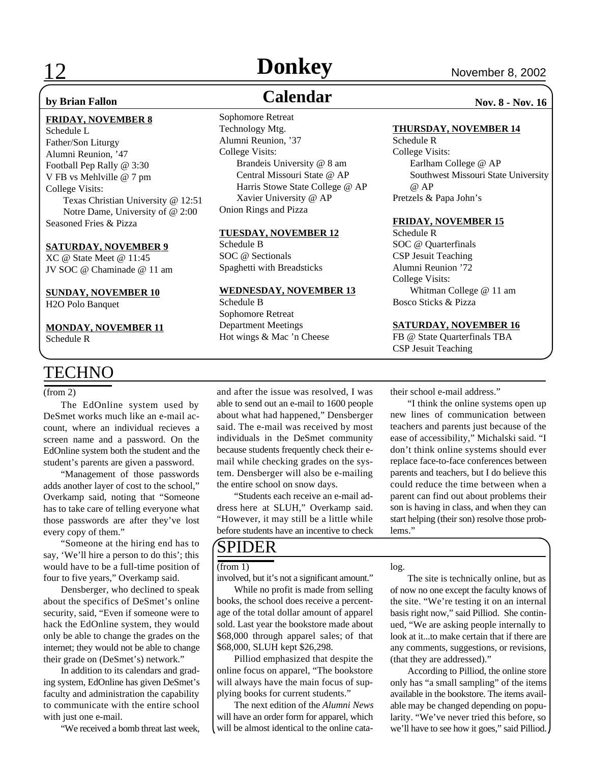# Donkey

## Calendar

**by Brian Fallon**

**Nov. 8 - Nov. 16**

**FRIDAY, NOVEMBER 8**
Schedule L
Father/Son Liturgy
Alumni Reunion, '47
Football Pep Rally @ 3:30
V FB vs Mehlville @ 7 pm
College Visits:
- Texas Christian University @ 12:51
- Notre Dame, University of @ 2:00

Seasoned Fries & Pizza

**SATURDAY, NOVEMBER 9**
XC @ State Meet @ 11:45
JV SOC @ Chaminade @ 11 am

**SUNDAY, NOVEMBER 10**
H2O Polo Banquet

**MONDAY, NOVEMBER 11**
Schedule R
Sophomore Retreat
Technology Mtg.
Alumni Reunion, '37
College Visits:
- Brandeis University @ 8 am
- Central Missouri State @ AP
- Harris Stowe State College @ AP
- Xavier University @ AP

Onion Rings and Pizza

**TUESDAY, NOVEMBER 12**
Schedule B
SOC @ Sectionals
Spaghetti with Breadsticks

**WEDNESDAY, NOVEMBER 13**
Schedule B
Sophomore Retreat
Department Meetings
Hot wings & Mac 'n Cheese

**THURSDAY, NOVEMBER 14**
Schedule R
College Visits:
- Earlham College @ AP
- Southwest Missouri State University @ AP

Pretzels & Papa John's

**FRIDAY, NOVEMBER 15**
Schedule R
SOC @ Quarterfinals
CSP Jesuit Teaching
Alumni Reunion '72
College Visits:
- Whitman College @ 11 am

Bosco Sticks & Pizza

**SATURDAY, NOVEMBER 16**
FB @ State Quarterfinals TBA
CSP Jesuit Teaching

## TECHNO

(from 2)

The EdOnline system used by DeSmet works much like an e-mail account, where an individual recieves a screen name and a password. On the EdOnline system both the student and the student's parents are given a password.

"Management of those passwords adds another layer of cost to the school," Overkamp said, noting that "Someone has to take care of telling everyone what those passwords are after they've lost every copy of them."

"Someone at the hiring end has to say, 'We'll hire a person to do this'; this would have to be a full-time position of four to five years," Overkamp said.

Densberger, who declined to speak about the specifics of DeSmet's online security, said, "Even if someone were to hack the EdOnline system, they would only be able to change the grades on the internet; they would not be able to change their grade on (DeSmet's) network."

In addition to its calendars and grading system, EdOnline has given DeSmet's faculty and administration the capability to communicate with the entire school with just one e-mail.

"We received a bomb threat last week, and after the issue was resolved, I was able to send out an e-mail to 1600 people about what had happened," Densberger said. The e-mail was received by most individuals in the DeSmet community because students frequently check their e-mail while checking grades on the system. Densberger will also be e-mailing the entire school on snow days.

"Students each receive an e-mail address here at SLUH," Overkamp said. "However, it may still be a little while before students have an incentive to check their school e-mail address."

"I think the online systems open up new lines of communication between teachers and parents just because of the ease of accessibility," Michalski said. "I don't think online systems should ever replace face-to-face conferences between parents and teachers, but I do believe this could reduce the time between when a parent can find out about problems their son is having in class, and when they can start helping (their son) resolve those problems."

## SPIDER

(from 1)

involved, but it's not a significant amount."

While no profit is made from selling books, the school does receive a percentage of the total dollar amount of apparel sold. Last year the bookstore made about $68,000 through apparel sales; of that $68,000, SLUH kept $26,298.

Pilliod emphasized that despite the online focus on apparel, "The bookstore will always have the main focus of supplying books for current students."

The next edition of the *Alumni News* will have an order form for apparel, which will be almost identical to the online catalog.

The site is technically online, but as of now no one except the faculty knows of the site. "We're testing it on an internal basis right now," said Pilliod. She continued, "We are asking people internally to look at it...to make certain that if there are any comments, suggestions, or revisions, (that they are addressed)."

According to Pilliod, the online store only has "a small sampling" of the items available in the bookstore. The items available may be changed depending on popularity. "We've never tried this before, so we'll have to see how it goes," said Pilliod.